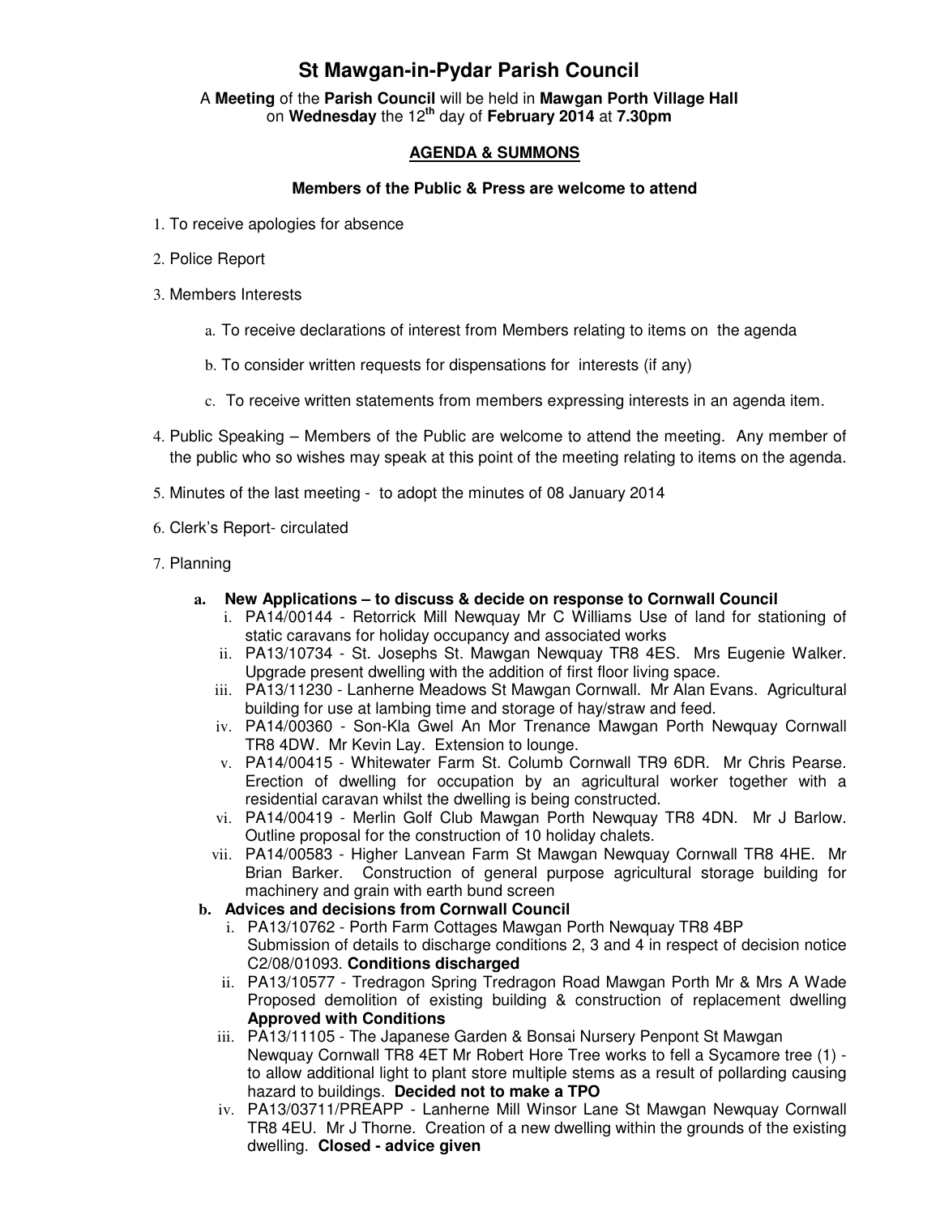# St Mawgan-in-Pydar Parish Council

A **Meeting** of the **Parish Council** will be held in **Mawgan Porth Village Hall** on **Wednesday** the 12th day of **February 2014** at **7.30pm**

## AGENDA & SUMMONS

**Members of the Public & Press are welcome to attend**

1. To receive apologies for absence
2. Police Report
3. Members Interests
   a. To receive declarations of interest from Members relating to items on the agenda
   b. To consider written requests for dispensations for interests (if any)
   c. To receive written statements from members expressing interests in an agenda item.
4. Public Speaking – Members of the Public are welcome to attend the meeting. Any member of the public who so wishes may speak at this point of the meeting relating to items on the agenda.
5. Minutes of the last meeting - to adopt the minutes of 08 January 2014
6. Clerk's Report- circulated
7. Planning
   a. **New Applications – to discuss & decide on response to Cornwall Council**
      i. PA14/00144 - Retorrick Mill Newquay Mr C Williams Use of land for stationing of static caravans for holiday occupancy and associated works
      ii. PA13/10734 - St. Josephs St. Mawgan Newquay TR8 4ES. Mrs Eugenie Walker. Upgrade present dwelling with the addition of first floor living space.
      iii. PA13/11230 - Lanherne Meadows St Mawgan Cornwall. Mr Alan Evans. Agricultural building for use at lambing time and storage of hay/straw and feed.
      iv. PA14/00360 - Son-Kla Gwel An Mor Trenance Mawgan Porth Newquay Cornwall TR8 4DW. Mr Kevin Lay. Extension to lounge.
      v. PA14/00415 - Whitewater Farm St. Columb Cornwall TR9 6DR. Mr Chris Pearse. Erection of dwelling for occupation by an agricultural worker together with a residential caravan whilst the dwelling is being constructed.
      vi. PA14/00419 - Merlin Golf Club Mawgan Porth Newquay TR8 4DN. Mr J Barlow. Outline proposal for the construction of 10 holiday chalets.
      vii. PA14/00583 - Higher Lanvean Farm St Mawgan Newquay Cornwall TR8 4HE. Mr Brian Barker. Construction of general purpose agricultural storage building for machinery and grain with earth bund screen
   b. **Advices and decisions from Cornwall Council**
      i. PA13/10762 - Porth Farm Cottages Mawgan Porth Newquay TR8 4BP Submission of details to discharge conditions 2, 3 and 4 in respect of decision notice C2/08/01093. **Conditions discharged**
      ii. PA13/10577 - Tredragon Spring Tredragon Road Mawgan Porth Mr & Mrs A Wade Proposed demolition of existing building & construction of replacement dwelling **Approved with Conditions**
      iii. PA13/11105 - The Japanese Garden & Bonsai Nursery Penpont St Mawgan Newquay Cornwall TR8 4ET Mr Robert Hore Tree works to fell a Sycamore tree (1) - to allow additional light to plant store multiple stems as a result of pollarding causing hazard to buildings. **Decided not to make a TPO**
      iv. PA13/03711/PREAPP - Lanherne Mill Winsor Lane St Mawgan Newquay Cornwall TR8 4EU. Mr J Thorne. Creation of a new dwelling within the grounds of the existing dwelling. **Closed - advice given**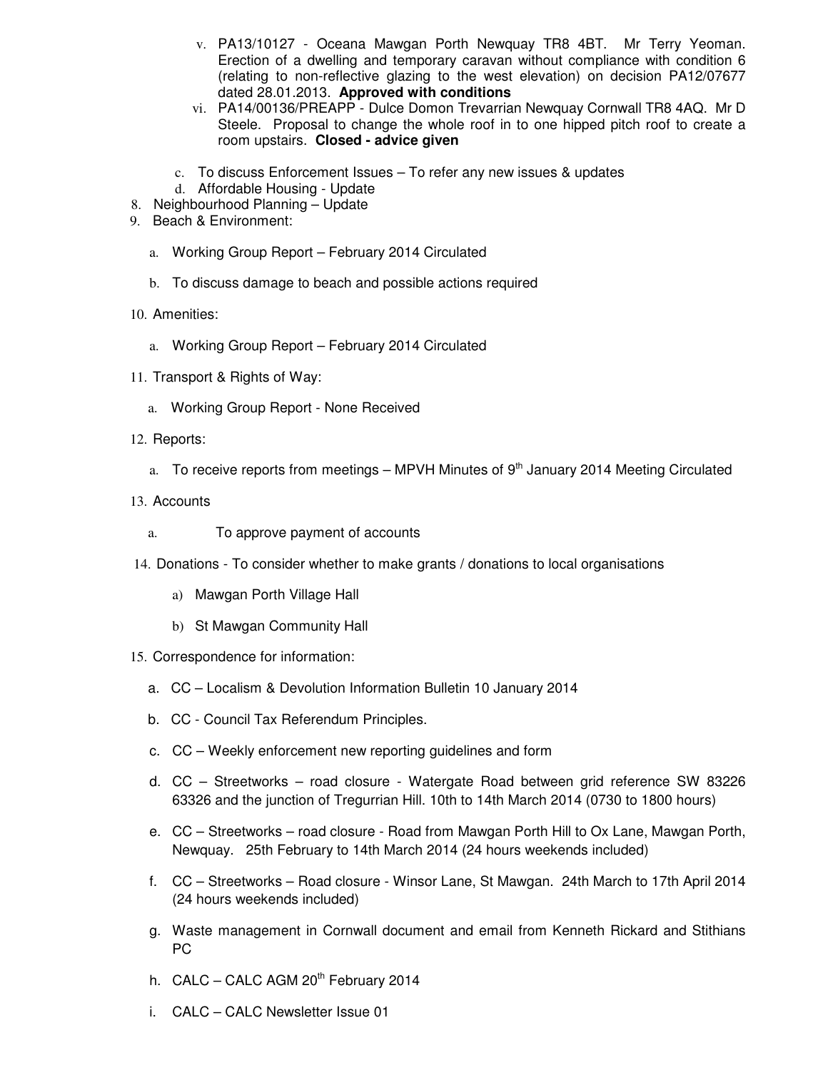v. PA13/10127 - Oceana Mawgan Porth Newquay TR8 4BT. Mr Terry Yeoman. Erection of a dwelling and temporary caravan without compliance with condition 6 (relating to non-reflective glazing to the west elevation) on decision PA12/07677 dated 28.01.2013. **Approved with conditions**
   vi. PA14/00136/PREAPP - Dulce Domon Trevarrian Newquay Cornwall TR8 4AQ. Mr D Steele. Proposal to change the whole roof in to one hipped pitch roof to create a room upstairs. **Closed - advice given**

   c. To discuss Enforcement Issues – To refer any new issues & updates
   d. Affordable Housing - Update

8. Neighbourhood Planning – Update
9. Beach & Environment:
   a. Working Group Report – February 2014 Circulated
   b. To discuss damage to beach and possible actions required
10. Amenities:
    a. Working Group Report – February 2014 Circulated
11. Transport & Rights of Way:
    a. Working Group Report - None Received
12. Reports:
    a. To receive reports from meetings – MPVH Minutes of 9th January 2014 Meeting Circulated
13. Accounts
    a. To approve payment of accounts
14. Donations - To consider whether to make grants / donations to local organisations
    a) Mawgan Porth Village Hall
    b) St Mawgan Community Hall
15. Correspondence for information:
    a. CC – Localism & Devolution Information Bulletin 10 January 2014
    b. CC - Council Tax Referendum Principles.
    c. CC – Weekly enforcement new reporting guidelines and form
    d. CC – Streetworks – road closure - Watergate Road between grid reference SW 83226 63326 and the junction of Tregurrian Hill. 10th to 14th March 2014 (0730 to 1800 hours)
    e. CC – Streetworks – road closure - Road from Mawgan Porth Hill to Ox Lane, Mawgan Porth, Newquay. 25th February to 14th March 2014 (24 hours weekends included)
    f. CC – Streetworks – Road closure - Winsor Lane, St Mawgan. 24th March to 17th April 2014 (24 hours weekends included)
    g. Waste management in Cornwall document and email from Kenneth Rickard and Stithians PC
    h. CALC – CALC AGM 20th February 2014
    i. CALC – CALC Newsletter Issue 01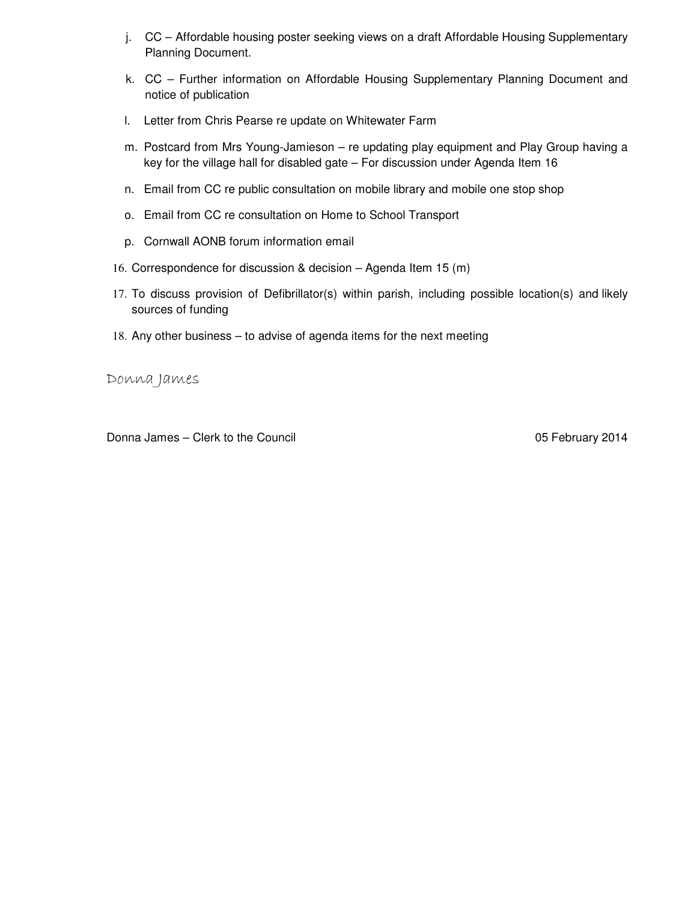j. CC – Affordable housing poster seeking views on a draft Affordable Housing Supplementary Planning Document.

k. CC – Further information on Affordable Housing Supplementary Planning Document and notice of publication

l. Letter from Chris Pearse re update on Whitewater Farm

m. Postcard from Mrs Young-Jamieson – re updating play equipment and Play Group having a key for the village hall for disabled gate – For discussion under Agenda Item 16

n. Email from CC re public consultation on mobile library and mobile one stop shop

o. Email from CC re consultation on Home to School Transport

p. Cornwall AONB forum information email

16. Correspondence for discussion & decision – Agenda Item 15 (m)

17. To discuss provision of Defibrillator(s) within parish, including possible location(s) and likely sources of funding

18. Any other business – to advise of agenda items for the next meeting

Donna James

Donna James – Clerk to the Council 05 February 2014